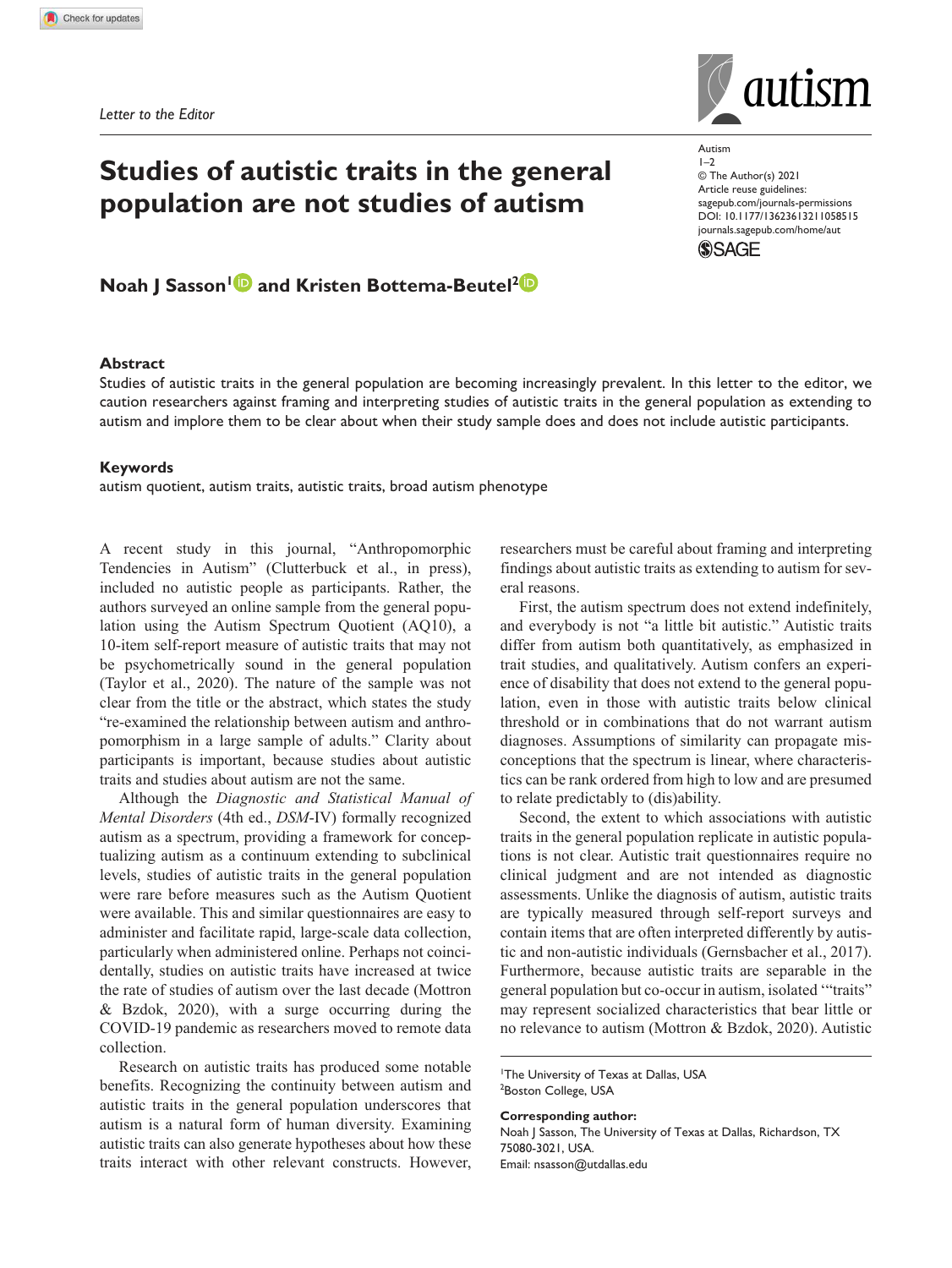Letter to the Editor

# Studies of autistic traits in the general population are not studies of autism

**Noah J Sasson[1] and Kristen Bottema-Beutel[2]**

### Abstract

Studies of autistic traits in the general population are becoming increasingly prevalent. In this letter to the editor, we caution researchers against framing and interpreting studies of autistic traits in the general population as extending to autism and implore them to be clear about when their study sample does and does not include autistic participants.

### Keywords

autism quotient, autism traits, autistic traits, broad autism phenotype

A recent study in this journal, "Anthropomorphic Tendencies in Autism" (Clutterbuck et al., in press), included no autistic people as participants. Rather, the authors surveyed an online sample from the general population using the Autism Spectrum Quotient (AQ10), a 10-item self-report measure of autistic traits that may not be psychometrically sound in the general population (Taylor et al., 2020). The nature of the sample was not clear from the title or the abstract, which states the study "re-examined the relationship between autism and anthropomorphism in a large sample of adults." Clarity about participants is important, because studies about autistic traits and studies about autism are not the same.

Although the *Diagnostic and Statistical Manual of Mental Disorders* (4th ed., *DSM*-IV) formally recognized autism as a spectrum, providing a framework for conceptualizing autism as a continuum extending to subclinical levels, studies of autistic traits in the general population were rare before measures such as the Autism Quotient were available. This and similar questionnaires are easy to administer and facilitate rapid, large-scale data collection, particularly when administered online. Perhaps not coincidentally, studies on autistic traits have increased at twice the rate of studies of autism over the last decade (Mottron & Bzdok, 2020), with a surge occurring during the COVID-19 pandemic as researchers moved to remote data collection.

Research on autistic traits has produced some notable benefits. Recognizing the continuity between autism and autistic traits in the general population underscores that autism is a natural form of human diversity. Examining autistic traits can also generate hypotheses about how these traits interact with other relevant constructs. However, researchers must be careful about framing and interpreting findings about autistic traits as extending to autism for several reasons.

First, the autism spectrum does not extend indefinitely, and everybody is not "a little bit autistic." Autistic traits differ from autism both quantitatively, as emphasized in trait studies, and qualitatively. Autism confers an experience of disability that does not extend to the general population, even in those with autistic traits below clinical threshold or in combinations that do not warrant autism diagnoses. Assumptions of similarity can propagate misconceptions that the spectrum is linear, where characteristics can be rank ordered from high to low and are presumed to relate predictably to (dis)ability.

Second, the extent to which associations with autistic traits in the general population replicate in autistic populations is not clear. Autistic trait questionnaires require no clinical judgment and are not intended as diagnostic assessments. Unlike the diagnosis of autism, autistic traits are typically measured through self-report surveys and contain items that are often interpreted differently by autistic and non-autistic individuals (Gernsbacher et al., 2017). Furthermore, because autistic traits are separable in the general population but co-occur in autism, isolated '"traits" may represent socialized characteristics that bear little or no relevance to autism (Mottron & Bzdok, 2020). Autistic

[1]The University of Texas at Dallas, USA
[2]Boston College, USA

**Corresponding author:**
Noah J Sasson, The University of Texas at Dallas, Richardson, TX 75080-3021, USA.
Email: nsasson@utdallas.edu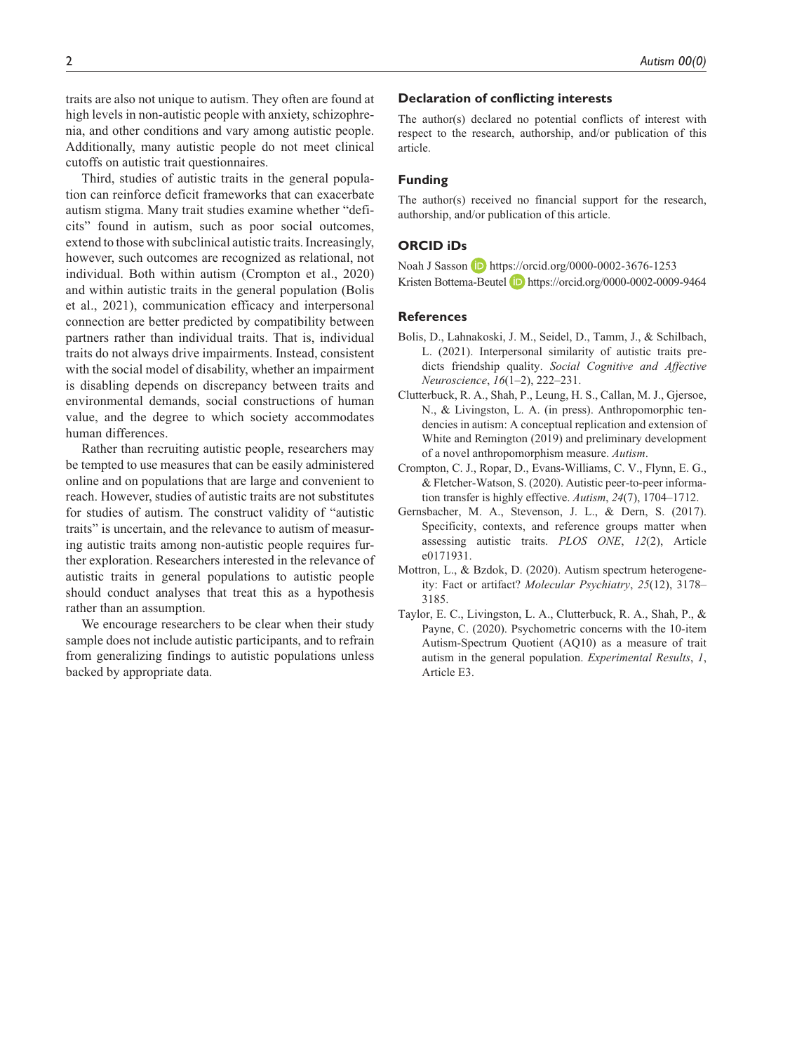traits are also not unique to autism. They often are found at high levels in non-autistic people with anxiety, schizophrenia, and other conditions and vary among autistic people. Additionally, many autistic people do not meet clinical cutoffs on autistic trait questionnaires.

Third, studies of autistic traits in the general population can reinforce deficit frameworks that can exacerbate autism stigma. Many trait studies examine whether "deficits" found in autism, such as poor social outcomes, extend to those with subclinical autistic traits. Increasingly, however, such outcomes are recognized as relational, not individual. Both within autism (Crompton et al., 2020) and within autistic traits in the general population (Bolis et al., 2021), communication efficacy and interpersonal connection are better predicted by compatibility between partners rather than individual traits. That is, individual traits do not always drive impairments. Instead, consistent with the social model of disability, whether an impairment is disabling depends on discrepancy between traits and environmental demands, social constructions of human value, and the degree to which society accommodates human differences.

Rather than recruiting autistic people, researchers may be tempted to use measures that can be easily administered online and on populations that are large and convenient to reach. However, studies of autistic traits are not substitutes for studies of autism. The construct validity of "autistic traits" is uncertain, and the relevance to autism of measuring autistic traits among non-autistic people requires further exploration. Researchers interested in the relevance of autistic traits in general populations to autistic people should conduct analyses that treat this as a hypothesis rather than an assumption.

We encourage researchers to be clear when their study sample does not include autistic participants, and to refrain from generalizing findings to autistic populations unless backed by appropriate data.

## Declaration of conflicting interests

The author(s) declared no potential conflicts of interest with respect to the research, authorship, and/or publication of this article.

## Funding

The author(s) received no financial support for the research, authorship, and/or publication of this article.

## ORCID iDs

Noah J Sasson https://orcid.org/0000-0002-3676-1253
Kristen Bottema-Beutel https://orcid.org/0000-0002-0009-9464

## References

Bolis, D., Lahnakoski, J. M., Seidel, D., Tamm, J., & Schilbach, L. (2021). Interpersonal similarity of autistic traits predicts friendship quality. *Social Cognitive and Affective Neuroscience*, *16*(1–2), 222–231.

Clutterbuck, R. A., Shah, P., Leung, H. S., Callan, M. J., Gjersoe, N., & Livingston, L. A. (in press). Anthropomorphic tendencies in autism: A conceptual replication and extension of White and Remington (2019) and preliminary development of a novel anthropomorphism measure. *Autism*.

Crompton, C. J., Ropar, D., Evans-Williams, C. V., Flynn, E. G., & Fletcher-Watson, S. (2020). Autistic peer-to-peer information transfer is highly effective. *Autism*, *24*(7), 1704–1712.

Gernsbacher, M. A., Stevenson, J. L., & Dern, S. (2017). Specificity, contexts, and reference groups matter when assessing autistic traits. *PLOS ONE*, *12*(2), Article e0171931.

Mottron, L., & Bzdok, D. (2020). Autism spectrum heterogeneity: Fact or artifact? *Molecular Psychiatry*, *25*(12), 3178–3185.

Taylor, E. C., Livingston, L. A., Clutterbuck, R. A., Shah, P., & Payne, C. (2020). Psychometric concerns with the 10-item Autism-Spectrum Quotient (AQ10) as a measure of trait autism in the general population. *Experimental Results*, *1*, Article E3.